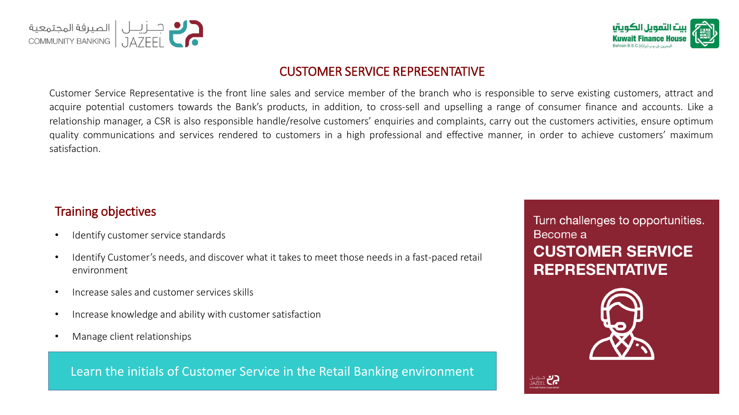الصيرفة المجتمعية
COMMUNITY BANKING | جـــزيـــل JAZEEL

بيت التمويل الكويتي
Kuwait Finance House
Bahrain B.S.C.(c) البحرين ش.م.ب (م)

# CUSTOMER SERVICE REPRESENTATIVE

Customer Service Representative is the front line sales and service member of the branch who is responsible to serve existing customers, attract and acquire potential customers towards the Bank's products, in addition, to cross-sell and upselling a range of consumer finance and accounts. Like a relationship manager, a CSR is also responsible handle/resolve customers' enquiries and complaints, carry out the customers activities, ensure optimum quality communications and services rendered to customers in a high professional and effective manner, in order to achieve customers' maximum satisfaction.

## Training objectives

- Identify customer service standards
- Identify Customer's needs, and discover what it takes to meet those needs in a fast-paced retail environment
- Increase sales and customer services skills
- Increase knowledge and ability with customer satisfaction
- Manage client relationships

Learn the initials of Customer Service in the Retail Banking environment

Turn challenges to opportunities.
Become a
**CUSTOMER SERVICE REPRESENTATIVE**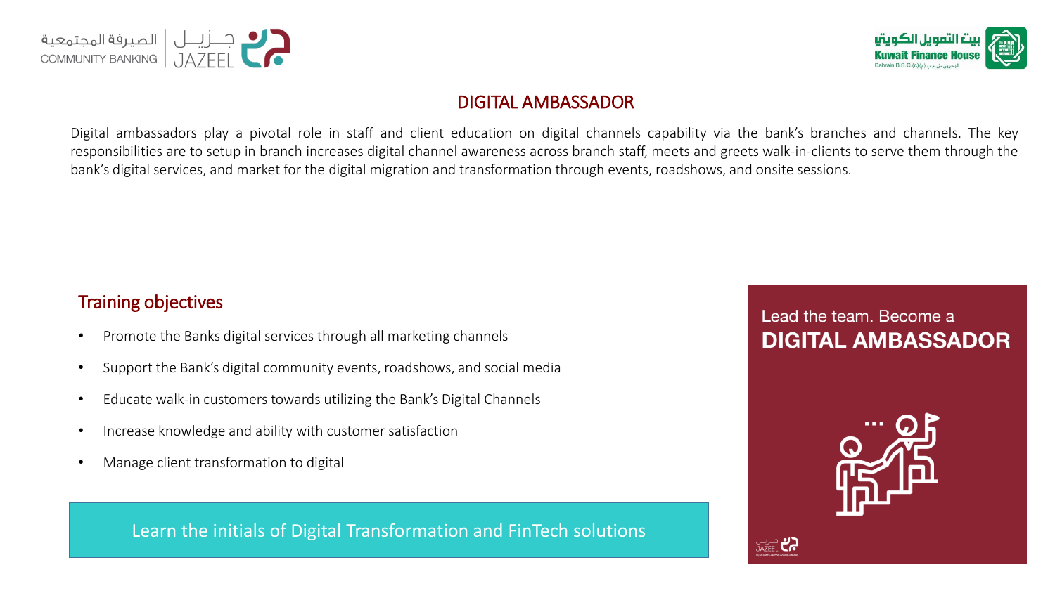# DIGITAL AMBASSADOR

Digital ambassadors play a pivotal role in staff and client education on digital channels capability via the bank's branches and channels. The key responsibilities are to setup in branch increases digital channel awareness across branch staff, meets and greets walk-in-clients to serve them through the bank's digital services, and market for the digital migration and transformation through events, roadshows, and onsite sessions.

## Training objectives

- Promote the Banks digital services through all marketing channels
- Support the Bank's digital community events, roadshows, and social media
- Educate walk-in customers towards utilizing the Bank's Digital Channels
- Increase knowledge and ability with customer satisfaction
- Manage client transformation to digital

Learn the initials of Digital Transformation and FinTech solutions

Lead the team. Become a **DIGITAL AMBASSADOR**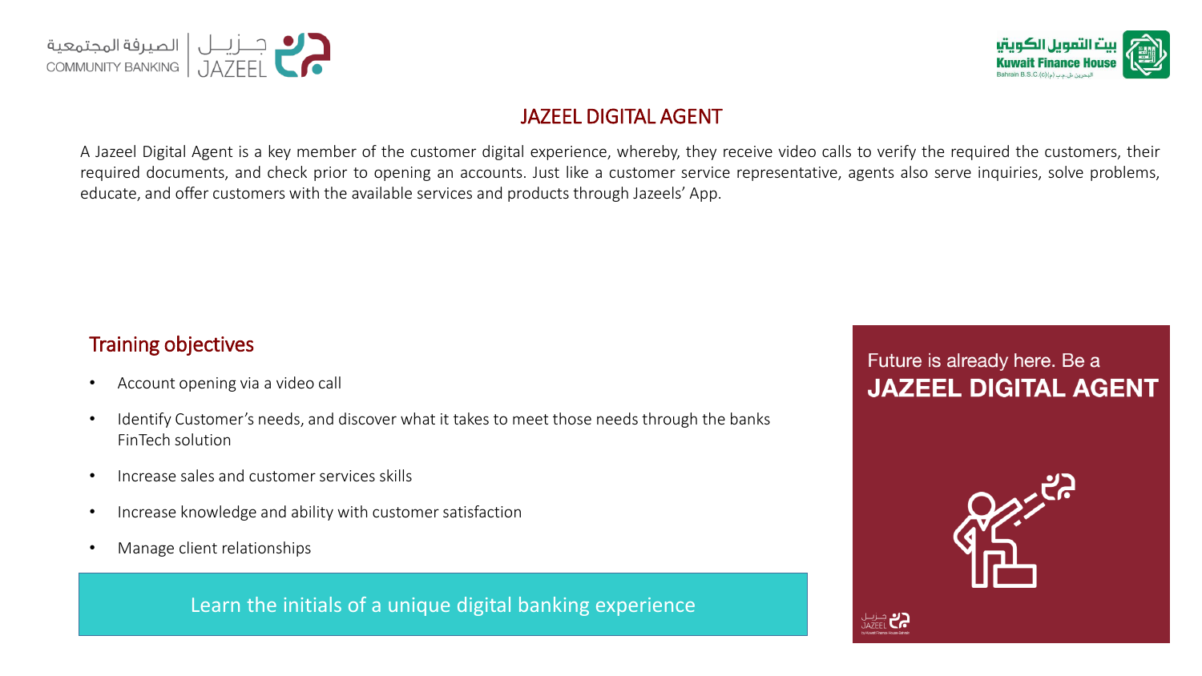# JAZEEL DIGITAL AGENT

A Jazeel Digital Agent is a key member of the customer digital experience, whereby, they receive video calls to verify the required the customers, their required documents, and check prior to opening an accounts. Just like a customer service representative, agents also serve inquiries, solve problems, educate, and offer customers with the available services and products through Jazeels' App.

## Training objectives

- Account opening via a video call
- Identify Customer's needs, and discover what it takes to meet those needs through the banks FinTech solution
- Increase sales and customer services skills
- Increase knowledge and ability with customer satisfaction
- Manage client relationships

Learn the initials of a unique digital banking experience

Future is already here. Be a

**JAZEEL DIGITAL AGENT**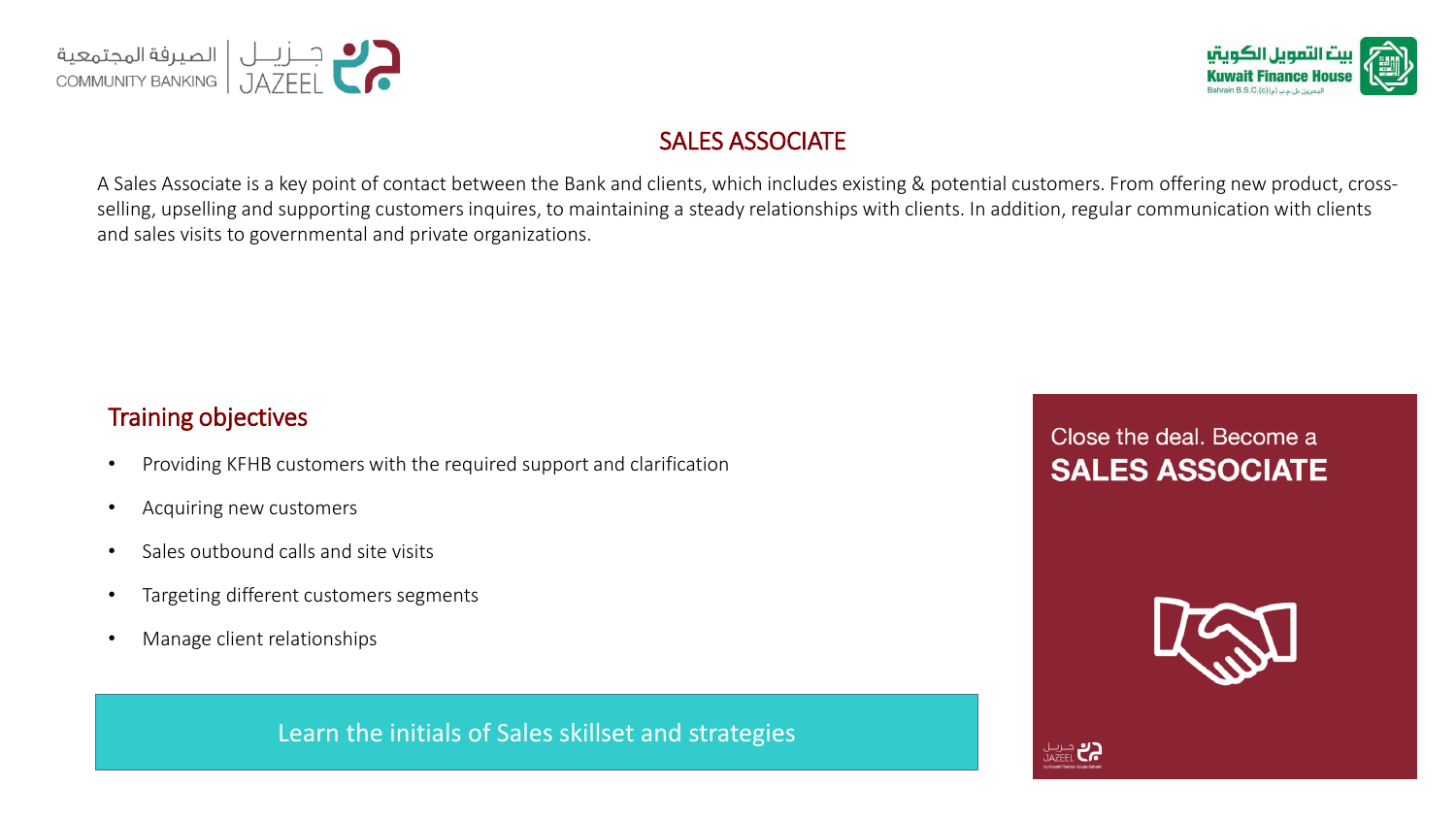# SALES ASSOCIATE

A Sales Associate is a key point of contact between the Bank and clients, which includes existing & potential customers. From offering new product, cross-selling, upselling and supporting customers inquires, to maintaining a steady relationships with clients. In addition, regular communication with clients and sales visits to governmental and private organizations.

## Training objectives

- Providing KFHB customers with the required support and clarification
- Acquiring new customers
- Sales outbound calls and site visits
- Targeting different customers segments
- Manage client relationships

Learn the initials of Sales skillset and strategies

Close the deal. Become a
**SALES ASSOCIATE**